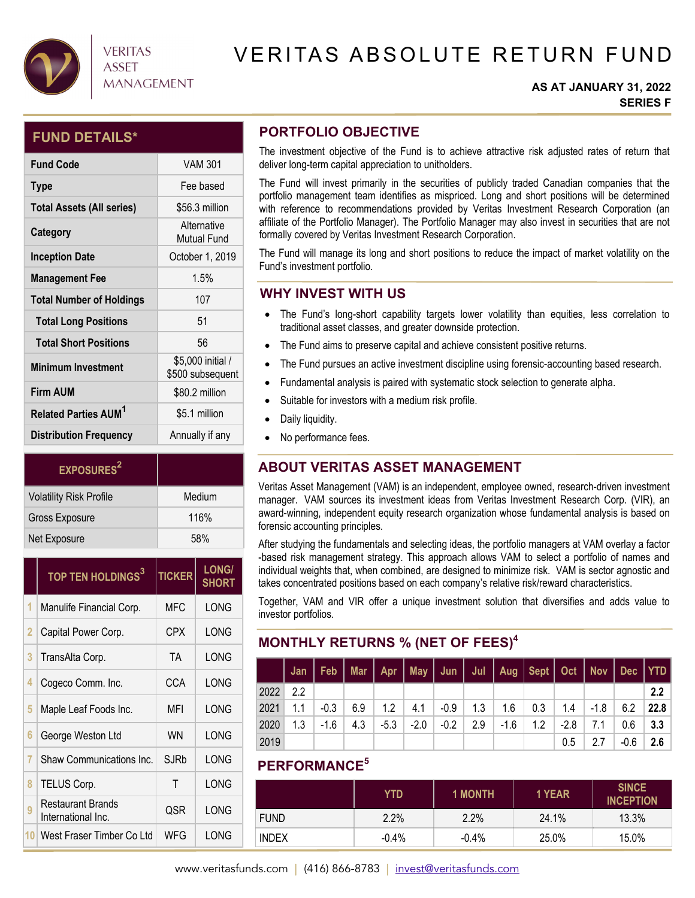VERITAS ASSET MANAGEMENT

# VERITAS ABSOLUTE RETURN FUND

**AS AT JANUARY 31, 2022**
**SERIES F**

## FUND DETAILS*

| | |
|---|---|
| **Fund Code** | VAM 301 |
| **Type** | Fee based |
| **Total Assets (All series)** | $56.3 million |
| **Category** | Alternative Mutual Fund |
| **Inception Date** | October 1, 2019 |
| **Management Fee** | 1.5% |
| **Total Number of Holdings** | 107 |
| **Total Long Positions** | 51 |
| **Total Short Positions** | 56 |
| **Minimum Investment** | $5,000 initial / $500 subsequent |
| **Firm AUM** | $80.2 million |
| **Related Parties AUM[1]** | $5.1 million |
| **Distribution Frequency** | Annually if any |

| EXPOSURES[2] | |
|---|---|
| Volatility Risk Profile | Medium |
| Gross Exposure | 116% |
| Net Exposure | 58% |

| | TOP TEN HOLDINGS[3] | TICKER | LONG/ SHORT |
|---|---|---|---|
| 1 | Manulife Financial Corp. | MFC | LONG |
| 2 | Capital Power Corp. | CPX | LONG |
| 3 | TransAlta Corp. | TA | LONG |
| 4 | Cogeco Comm. Inc. | CCA | LONG |
| 5 | Maple Leaf Foods Inc. | MFI | LONG |
| 6 | George Weston Ltd | WN | LONG |
| 7 | Shaw Communications Inc. | SJRb | LONG |
| 8 | TELUS Corp. | T | LONG |
| 9 | Restaurant Brands International Inc. | QSR | LONG |
| 10 | West Fraser Timber Co Ltd | WFG | LONG |

## PORTFOLIO OBJECTIVE

The investment objective of the Fund is to achieve attractive risk adjusted rates of return that deliver long-term capital appreciation to unitholders.

The Fund will invest primarily in the securities of publicly traded Canadian companies that the portfolio management team identifies as mispriced. Long and short positions will be determined with reference to recommendations provided by Veritas Investment Research Corporation (an affiliate of the Portfolio Manager). The Portfolio Manager may also invest in securities that are not formally covered by Veritas Investment Research Corporation.

The Fund will manage its long and short positions to reduce the impact of market volatility on the Fund's investment portfolio.

## WHY INVEST WITH US

- The Fund's long-short capability targets lower volatility than equities, less correlation to traditional asset classes, and greater downside protection.
- The Fund aims to preserve capital and achieve consistent positive returns.
- The Fund pursues an active investment discipline using forensic-accounting based research.
- Fundamental analysis is paired with systematic stock selection to generate alpha.
- Suitable for investors with a medium risk profile.
- Daily liquidity.
- No performance fees.

## ABOUT VERITAS ASSET MANAGEMENT

Veritas Asset Management (VAM) is an independent, employee owned, research-driven investment manager. VAM sources its investment ideas from Veritas Investment Research Corp. (VIR), an award-winning, independent equity research organization whose fundamental analysis is based on forensic accounting principles.

After studying the fundamentals and selecting ideas, the portfolio managers at VAM overlay a factor -based risk management strategy. This approach allows VAM to select a portfolio of names and individual weights that, when combined, are designed to minimize risk. VAM is sector agnostic and takes concentrated positions based on each company's relative risk/reward characteristics.

Together, VAM and VIR offer a unique investment solution that diversifies and adds value to investor portfolios.

## MONTHLY RETURNS % (NET OF FEES)[4]

| | Jan | Feb | Mar | Apr | May | Jun | Jul | Aug | Sept | Oct | Nov | Dec | YTD |
|---|---|---|---|---|---|---|---|---|---|---|---|---|---|
| 2022 | 2.2 | | | | | | | | | | | | **2.2** |
| 2021 | 1.1 | -0.3 | 6.9 | 1.2 | 4.1 | -0.9 | 1.3 | 1.6 | 0.3 | 1.4 | -1.8 | 6.2 | **22.8** |
| 2020 | 1.3 | -1.6 | 4.3 | -5.3 | -2.0 | -0.2 | 2.9 | -1.6 | 1.2 | -2.8 | 7.1 | 0.6 | **3.3** |
| 2019 | | | | | | | | | | 0.5 | 2.7 | -0.6 | **2.6** |

## PERFORMANCE[5]

| | YTD | 1 MONTH | 1 YEAR | SINCE INCEPTION |
|---|---|---|---|---|
| FUND | 2.2% | 2.2% | 24.1% | 13.3% |
| INDEX | -0.4% | -0.4% | 25.0% | 15.0% |

www.veritasfunds.com | (416) 866-8783 | invest@veritasfunds.com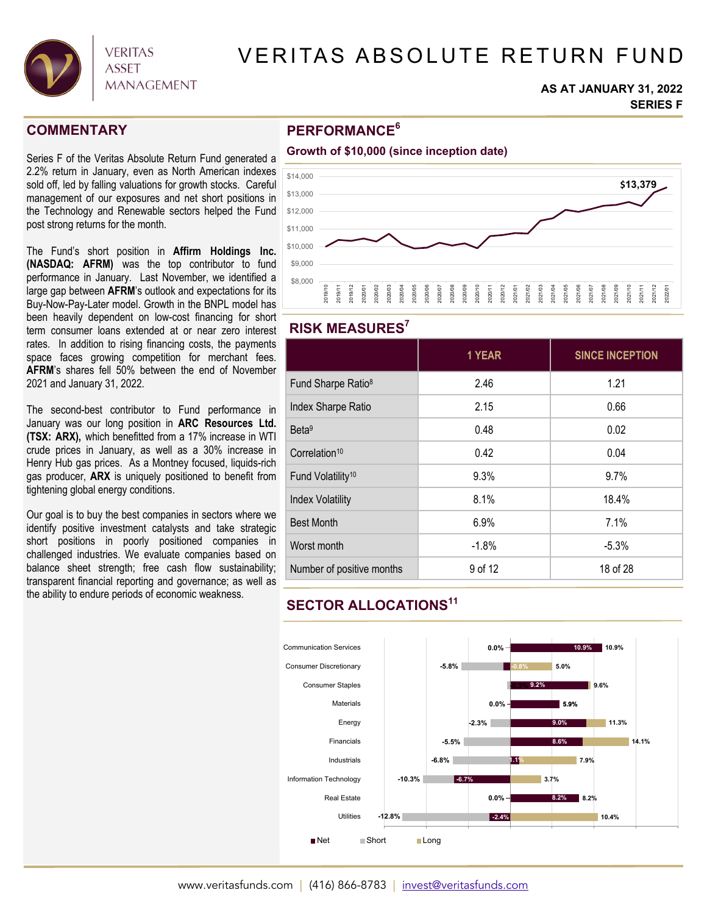# VERITAS ABSOLUTE RETURN FUND

**AS AT JANUARY 31, 2022**
**SERIES F**

## COMMENTARY

Series F of the Veritas Absolute Return Fund generated a 2.2% return in January, even as North American indexes sold off, led by falling valuations for growth stocks. Careful management of our exposures and net short positions in the Technology and Renewable sectors helped the Fund post strong returns for the month.

The Fund's short position in **Affirm Holdings Inc. (NASDAQ: AFRM)** was the top contributor to fund performance in January. Last November, we identified a large gap between **AFRM**'s outlook and expectations for its Buy-Now-Pay-Later model. Growth in the BNPL model has been heavily dependent on low-cost financing for short term consumer loans extended at or near zero interest rates. In addition to rising financing costs, the payments space faces growing competition for merchant fees. **AFRM**'s shares fell 50% between the end of November 2021 and January 31, 2022.

The second-best contributor to Fund performance in January was our long position in **ARC Resources Ltd. (TSX: ARX),** which benefitted from a 17% increase in WTI crude prices in January, as well as a 30% increase in Henry Hub gas prices. As a Montney focused, liquids-rich gas producer, **ARX** is uniquely positioned to benefit from tightening global energy conditions.

Our goal is to buy the best companies in sectors where we identify positive investment catalysts and take strategic short positions in poorly positioned companies in challenged industries. We evaluate companies based on balance sheet strength; free cash flow sustainability; transparent financial reporting and governance; as well as the ability to endure periods of economic weakness.

## PERFORMANCE[6]

**Growth of $10,000 (since inception date)**

$13,379

## RISK MEASURES[7]

| | 1 YEAR | SINCE INCEPTION |
|---|---|---|
| Fund Sharpe Ratio[8] | 2.46 | 1.21 |
| Index Sharpe Ratio | 2.15 | 0.66 |
| Beta[9] | 0.48 | 0.02 |
| Correlation[10] | 0.42 | 0.04 |
| Fund Volatility[10] | 9.3% | 9.7% |
| Index Volatility | 8.1% | 18.4% |
| Best Month | 6.9% | 7.1% |
| Worst month | -1.8% | -5.3% |
| Number of positive months | 9 of 12 | 18 of 28 |

## SECTOR ALLOCATIONS[11]

| Sector | Net | Short | Long |
|---|---|---|---|
| Communication Services | 10.9% | 0.0% | 10.9% |
| Consumer Discretionary | -0.8% | -5.8% | 5.0% |
| Consumer Staples | 9.2% | -0.3% | 9.6% |
| Materials | 5.9% | 0.0% | 5.9% |
| Energy | 9.0% | -2.3% | 11.3% |
| Financials | 8.6% | -5.5% | 14.1% |
| Industrials | 1.1% | -6.8% | 7.9% |
| Information Technology | -6.7% | -10.3% | 3.7% |
| Real Estate | 8.2% | 0.0% | 8.2% |
| Utilities | -2.4% | -12.8% | 10.4% |

www.veritasfunds.com | (416) 866-8783 | invest@veritasfunds.com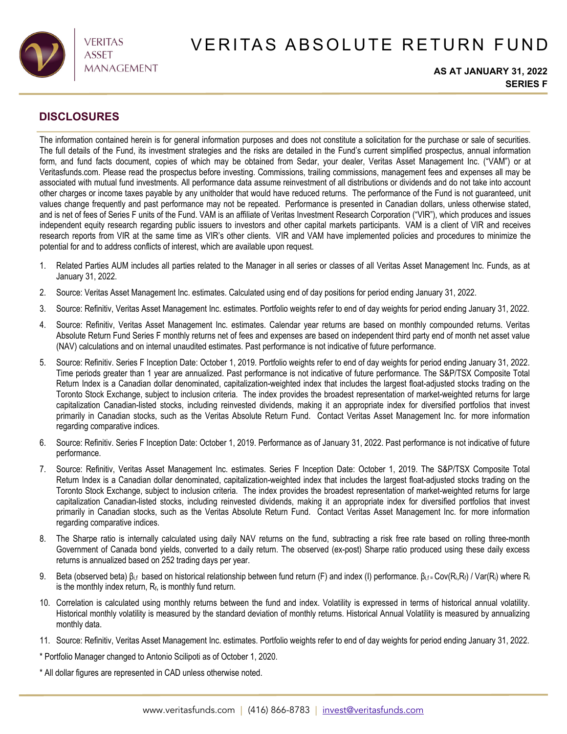# VERITAS ABSOLUTE RETURN FUND

**AS AT JANUARY 31, 2022**
**SERIES F**

## DISCLOSURES

The information contained herein is for general information purposes and does not constitute a solicitation for the purchase or sale of securities. The full details of the Fund, its investment strategies and the risks are detailed in the Fund's current simplified prospectus, annual information form, and fund facts document, copies of which may be obtained from Sedar, your dealer, Veritas Asset Management Inc. ("VAM") or at Veritasfunds.com. Please read the prospectus before investing. Commissions, trailing commissions, management fees and expenses all may be associated with mutual fund investments. All performance data assume reinvestment of all distributions or dividends and do not take into account other charges or income taxes payable by any unitholder that would have reduced returns. The performance of the Fund is not guaranteed, unit values change frequently and past performance may not be repeated. Performance is presented in Canadian dollars, unless otherwise stated, and is net of fees of Series F units of the Fund. VAM is an affiliate of Veritas Investment Research Corporation ("VIR"), which produces and issues independent equity research regarding public issuers to investors and other capital markets participants. VAM is a client of VIR and receives research reports from VIR at the same time as VIR's other clients. VIR and VAM have implemented policies and procedures to minimize the potential for and to address conflicts of interest, which are available upon request.

1. Related Parties AUM includes all parties related to the Manager in all series or classes of all Veritas Asset Management Inc. Funds, as at January 31, 2022.
2. Source: Veritas Asset Management Inc. estimates. Calculated using end of day positions for period ending January 31, 2022.
3. Source: Refinitiv, Veritas Asset Management Inc. estimates. Portfolio weights refer to end of day weights for period ending January 31, 2022.
4. Source: Refinitiv, Veritas Asset Management Inc. estimates. Calendar year returns are based on monthly compounded returns. Veritas Absolute Return Fund Series F monthly returns net of fees and expenses are based on independent third party end of month net asset value (NAV) calculations and on internal unaudited estimates. Past performance is not indicative of future performance.
5. Source: Refinitiv. Series F Inception Date: October 1, 2019. Portfolio weights refer to end of day weights for period ending January 31, 2022. Time periods greater than 1 year are annualized. Past performance is not indicative of future performance. The S&P/TSX Composite Total Return Index is a Canadian dollar denominated, capitalization-weighted index that includes the largest float-adjusted stocks trading on the Toronto Stock Exchange, subject to inclusion criteria. The index provides the broadest representation of market-weighted returns for large capitalization Canadian-listed stocks, including reinvested dividends, making it an appropriate index for diversified portfolios that invest primarily in Canadian stocks, such as the Veritas Absolute Return Fund. Contact Veritas Asset Management Inc. for more information regarding comparative indices.
6. Source: Refinitiv. Series F Inception Date: October 1, 2019. Performance as of January 31, 2022. Past performance is not indicative of future performance.
7. Source: Refinitiv, Veritas Asset Management Inc. estimates. Series F Inception Date: October 1, 2019. The S&P/TSX Composite Total Return Index is a Canadian dollar denominated, capitalization-weighted index that includes the largest float-adjusted stocks trading on the Toronto Stock Exchange, subject to inclusion criteria. The index provides the broadest representation of market-weighted returns for large capitalization Canadian-listed stocks, including reinvested dividends, making it an appropriate index for diversified portfolios that invest primarily in Canadian stocks, such as the Veritas Absolute Return Fund. Contact Veritas Asset Management Inc. for more information regarding comparative indices.
8. The Sharpe ratio is internally calculated using daily NAV returns on the fund, subtracting a risk free rate based on rolling three-month Government of Canada bond yields, converted to a daily return. The observed (ex-post) Sharpe ratio produced using these daily excess returns is annualized based on 252 trading days per year.
9. Beta (observed beta) $\beta_{i,f}$ based on historical relationship between fund return (F) and index (I) performance. $\beta_{i,f} = Cov(R_i,R_f) / Var(R_i)$ where $R_i$ is the monthly index return, $R_f$, is monthly fund return.
10. Correlation is calculated using monthly returns between the fund and index. Volatility is expressed in terms of historical annual volatility. Historical monthly volatility is measured by the standard deviation of monthly returns. Historical Annual Volatility is measured by annualizing monthly data.
11. Source: Refinitiv, Veritas Asset Management Inc. estimates. Portfolio weights refer to end of day weights for period ending January 31, 2022.

\* Portfolio Manager changed to Antonio Scilipoti as of October 1, 2020.

\* All dollar figures are represented in CAD unless otherwise noted.

www.veritasfunds.com | (416) 866-8783 | invest@veritasfunds.com